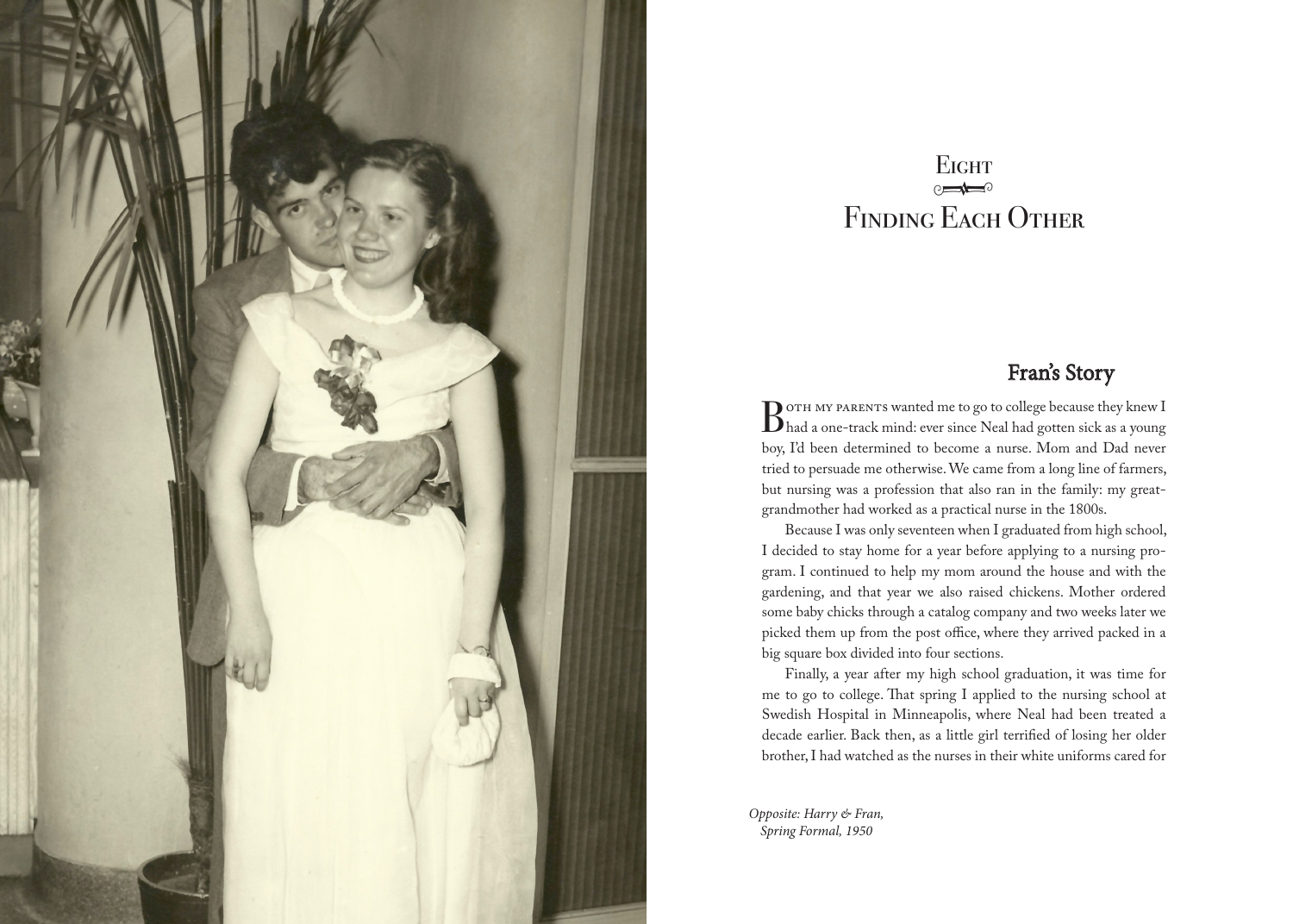# Eight

# Finding Each Other

## Fran's Story

Both my parents wanted me to go to college because they knew I had a one-track mind: ever since Neal had gotten sick as a young boy, I'd been determined to become a nurse. Mom and Dad never tried to persuade me otherwise. We came from a long line of farmers, but nursing was a profession that also ran in the family: my great-grandmother had worked as a practical nurse in the 1800s.

Because I was only seventeen when I graduated from high school, I decided to stay home for a year before applying to a nursing program. I continued to help my mom around the house and with the gardening, and that year we also raised chickens. Mother ordered some baby chicks through a catalog company and two weeks later we picked them up from the post office, where they arrived packed in a big square box divided into four sections.

Finally, a year after my high school graduation, it was time for me to go to college. That spring I applied to the nursing school at Swedish Hospital in Minneapolis, where Neal had been treated a decade earlier. Back then, as a little girl terrified of losing her older brother, I had watched as the nurses in their white uniforms cared for

*Opposite: Harry & Fran, Spring Formal, 1950*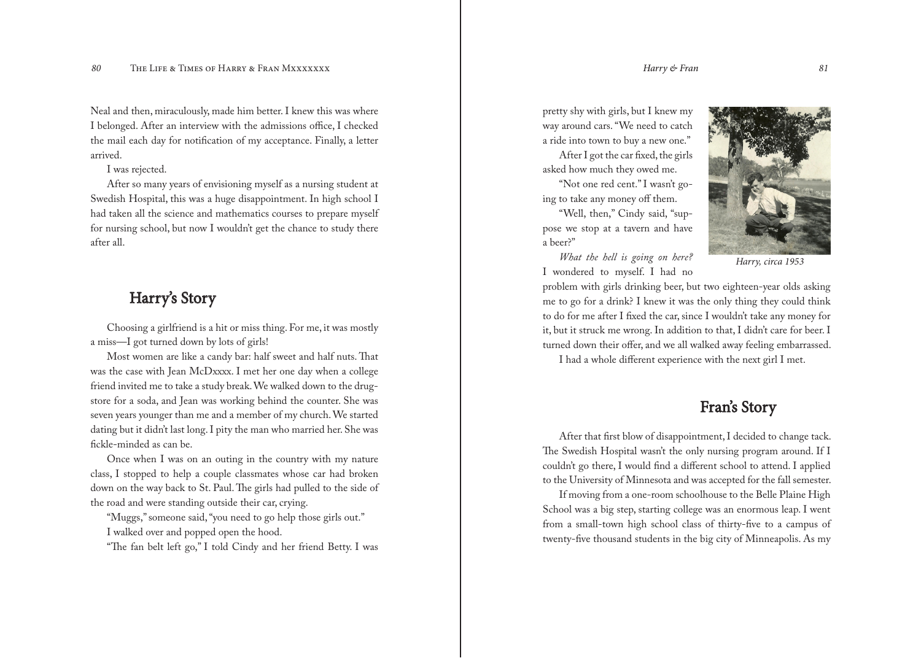Neal and then, miraculously, made him better. I knew this was where I belonged. After an interview with the admissions office, I checked the mail each day for notification of my acceptance. Finally, a letter arrived.

I was rejected.

After so many years of envisioning myself as a nursing student at Swedish Hospital, this was a huge disappointment. In high school I had taken all the science and mathematics courses to prepare myself for nursing school, but now I wouldn't get the chance to study there after all.

## Harry's Story

Choosing a girlfriend is a hit or miss thing. For me, it was mostly a miss—I got turned down by lots of girls!

Most women are like a candy bar: half sweet and half nuts. That was the case with Jean McDxxxx. I met her one day when a college friend invited me to take a study break. We walked down to the drugstore for a soda, and Jean was working behind the counter. She was seven years younger than me and a member of my church. We started dating but it didn't last long. I pity the man who married her. She was fickle-minded as can be.

Once when I was on an outing in the country with my nature class, I stopped to help a couple classmates whose car had broken down on the way back to St. Paul. The girls had pulled to the side of the road and were standing outside their car, crying.

"Muggs," someone said, "you need to go help those girls out."

I walked over and popped open the hood.

"The fan belt left go," I told Cindy and her friend Betty. I was pretty shy with girls, but I knew my way around cars. "We need to catch a ride into town to buy a new one."

Harry, circa 1953

After I got the car fixed, the girls asked how much they owed me.

"Not one red cent." I wasn't going to take any money off them.

"Well, then," Cindy said, "suppose we stop at a tavern and have a beer?"

*What the hell is going on here?* I wondered to myself. I had no problem with girls drinking beer, but two eighteen-year olds asking me to go for a drink? I knew it was the only thing they could think to do for me after I fixed the car, since I wouldn't take any money for it, but it struck me wrong. In addition to that, I didn't care for beer. I turned down their offer, and we all walked away feeling embarrassed.

I had a whole different experience with the next girl I met.

## Fran's Story

After that first blow of disappointment, I decided to change tack. The Swedish Hospital wasn't the only nursing program around. If I couldn't go there, I would find a different school to attend. I applied to the University of Minnesota and was accepted for the fall semester.

If moving from a one-room schoolhouse to the Belle Plaine High School was a big step, starting college was an enormous leap. I went from a small-town high school class of thirty-five to a campus of twenty-five thousand students in the big city of Minneapolis. As my